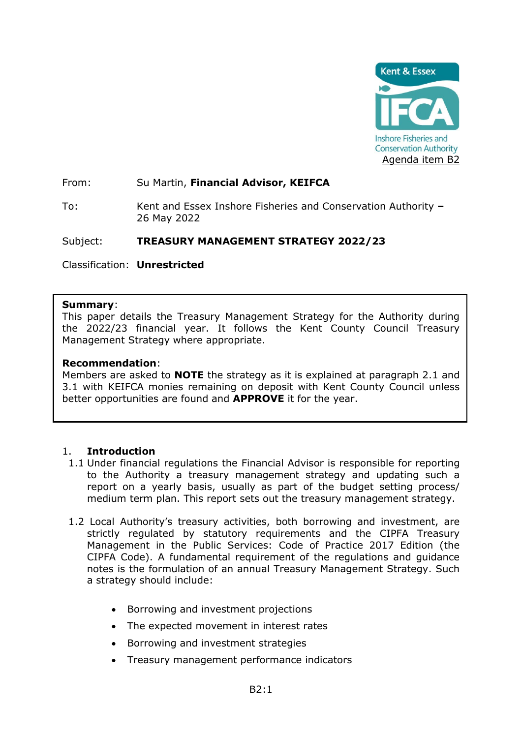Kent & Essex IFCA Inshore Fisheries and Conservation Authority

Agenda item B2

From: Su Martin, **Financial Advisor, KEIFCA**

To: Kent and Essex Inshore Fisheries and Conservation Authority **–** 26 May 2022

Subject: **TREASURY MANAGEMENT STRATEGY 2022/23**

Classification: **Unrestricted**

**Summary**:
This paper details the Treasury Management Strategy for the Authority during the 2022/23 financial year. It follows the Kent County Council Treasury Management Strategy where appropriate.

**Recommendation**:
Members are asked to **NOTE** the strategy as it is explained at paragraph 2.1 and 3.1 with KEIFCA monies remaining on deposit with Kent County Council unless better opportunities are found and **APPROVE** it for the year.

## 1. Introduction

1.1 Under financial regulations the Financial Advisor is responsible for reporting to the Authority a treasury management strategy and updating such a report on a yearly basis, usually as part of the budget setting process/ medium term plan. This report sets out the treasury management strategy.

1.2 Local Authority's treasury activities, both borrowing and investment, are strictly regulated by statutory requirements and the CIPFA Treasury Management in the Public Services: Code of Practice 2017 Edition (the CIPFA Code). A fundamental requirement of the regulations and guidance notes is the formulation of an annual Treasury Management Strategy. Such a strategy should include:

- Borrowing and investment projections
- The expected movement in interest rates
- Borrowing and investment strategies
- Treasury management performance indicators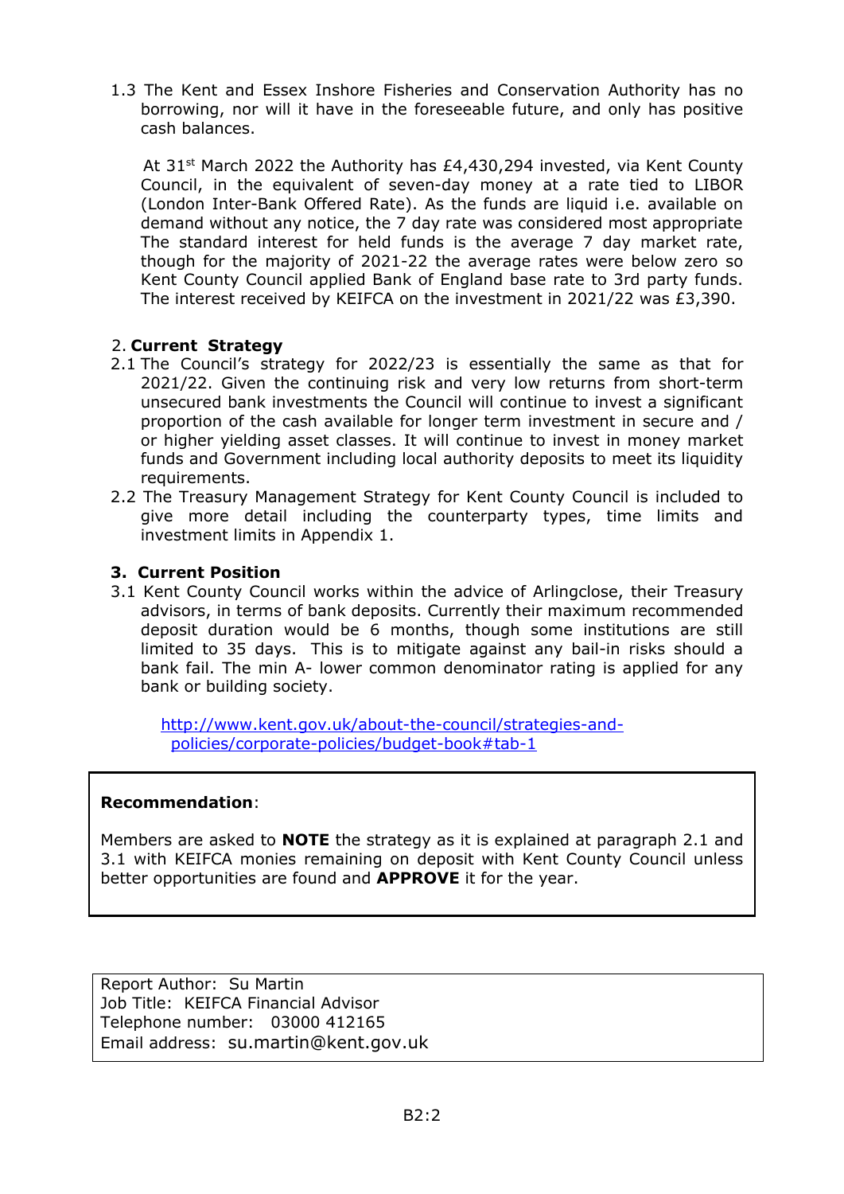1.3 The Kent and Essex Inshore Fisheries and Conservation Authority has no borrowing, nor will it have in the foreseeable future, and only has positive cash balances.

At 31st March 2022 the Authority has £4,430,294 invested, via Kent County Council, in the equivalent of seven-day money at a rate tied to LIBOR (London Inter-Bank Offered Rate). As the funds are liquid i.e. available on demand without any notice, the 7 day rate was considered most appropriate The standard interest for held funds is the average 7 day market rate, though for the majority of 2021-22 the average rates were below zero so Kent County Council applied Bank of England base rate to 3rd party funds. The interest received by KEIFCA on the investment in 2021/22 was £3,390.

## 2. Current Strategy

2.1 The Council's strategy for 2022/23 is essentially the same as that for 2021/22. Given the continuing risk and very low returns from short-term unsecured bank investments the Council will continue to invest a significant proportion of the cash available for longer term investment in secure and / or higher yielding asset classes. It will continue to invest in money market funds and Government including local authority deposits to meet its liquidity requirements.

2.2 The Treasury Management Strategy for Kent County Council is included to give more detail including the counterparty types, time limits and investment limits in Appendix 1.

## 3. Current Position

3.1 Kent County Council works within the advice of Arlingclose, their Treasury advisors, in terms of bank deposits. Currently their maximum recommended deposit duration would be 6 months, though some institutions are still limited to 35 days. This is to mitigate against any bail-in risks should a bank fail. The min A- lower common denominator rating is applied for any bank or building society.

[http://www.kent.gov.uk/about-the-council/strategies-and-policies/corporate-policies/budget-book#tab-1](http://www.kent.gov.uk/about-the-council/strategies-and-policies/corporate-policies/budget-book#tab-1)

**Recommendation**:

Members are asked to **NOTE** the strategy as it is explained at paragraph 2.1 and 3.1 with KEIFCA monies remaining on deposit with Kent County Council unless better opportunities are found and **APPROVE** it for the year.

Report Author: Su Martin
Job Title: KEIFCA Financial Advisor
Telephone number: 03000 412165
Email address: su.martin@kent.gov.uk